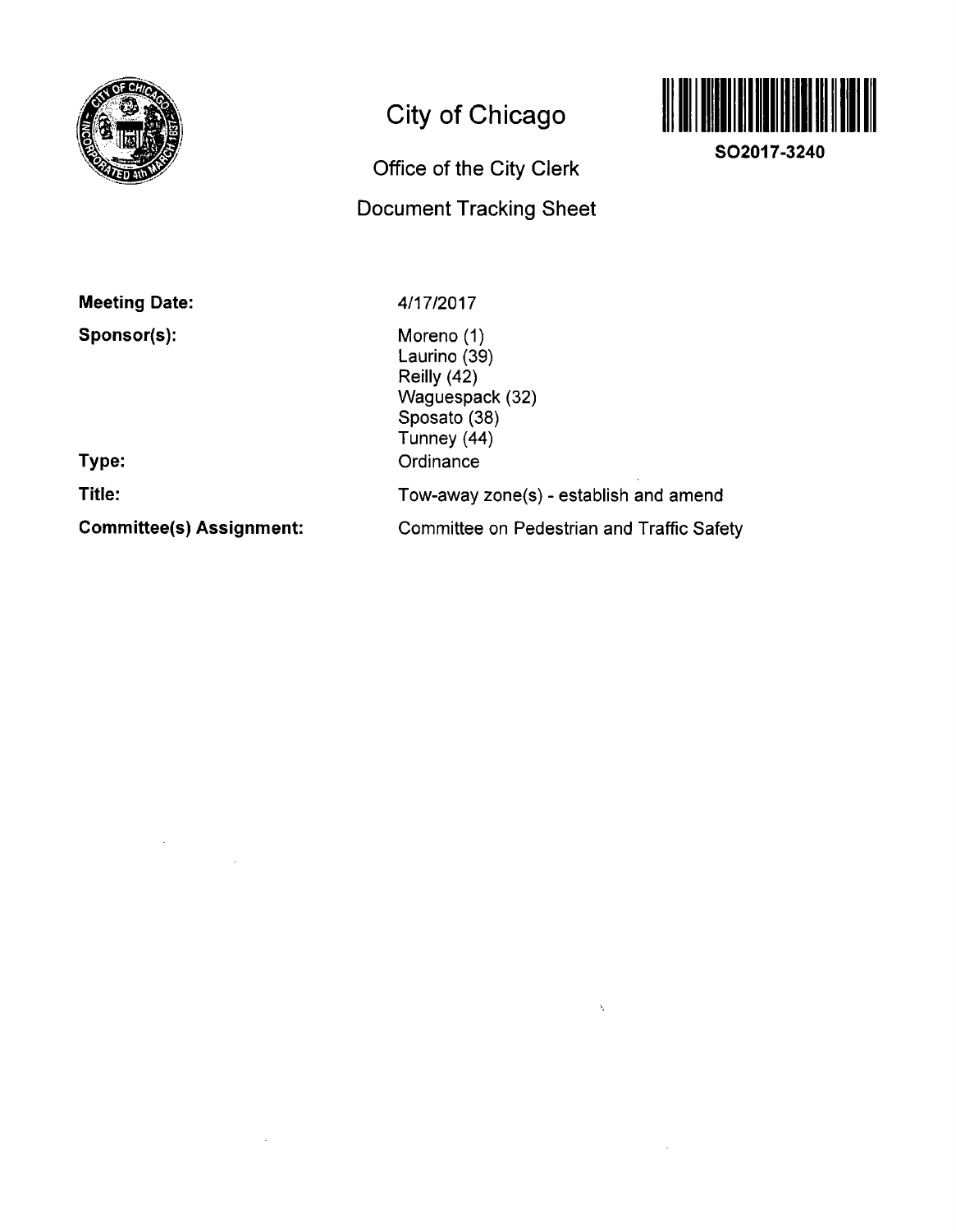# City of Chicago

## Office of the City Clerk

## Document Tracking Sheet

**SO2017-3240**

| | |
|---|---|
| **Meeting Date:** | 4/17/2017 |
| **Sponsor(s):** | Moreno (1)<br>Laurino (39)<br>Reilly (42)<br>Waguespack (32)<br>Sposato (38)<br>Tunney (44) |
| **Type:** | Ordinance |
| **Title:** | Tow-away zone(s) - establish and amend |
| **Committee(s) Assignment:** | Committee on Pedestrian and Traffic Safety |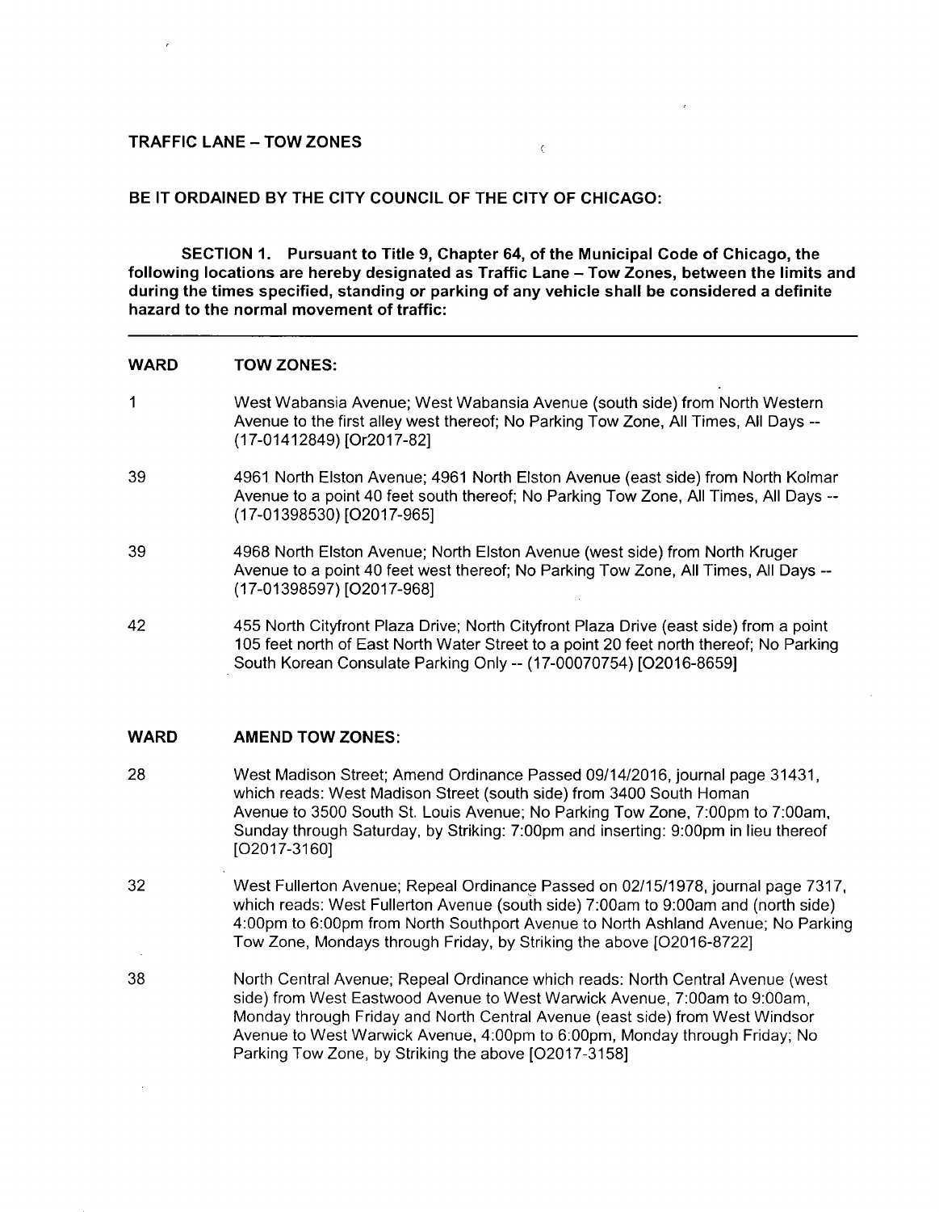**TRAFFIC LANE – TOW ZONES**

**BE IT ORDAINED BY THE CITY COUNCIL OF THE CITY OF CHICAGO:**

**SECTION 1. Pursuant to Title 9, Chapter 64, of the Municipal Code of Chicago, the following locations are hereby designated as Traffic Lane – Tow Zones, between the limits and during the times specified, standing or parking of any vehicle shall be considered a definite hazard to the normal movement of traffic:**

---

| WARD | TOW ZONES: |
|---|---|
| 1 | West Wabansia Avenue; West Wabansia Avenue (south side) from North Western Avenue to the first alley west thereof; No Parking Tow Zone, All Times, All Days -- (17-01412849) [Or2017-82] |
| 39 | 4961 North Elston Avenue; 4961 North Elston Avenue (east side) from North Kolmar Avenue to a point 40 feet south thereof; No Parking Tow Zone, All Times, All Days -- (17-01398530) [O2017-965] |
| 39 | 4968 North Elston Avenue; North Elston Avenue (west side) from North Kruger Avenue to a point 40 feet west thereof; No Parking Tow Zone, All Times, All Days -- (17-01398597) [O2017-968] |
| 42 | 455 North Cityfront Plaza Drive; North Cityfront Plaza Drive (east side) from a point 105 feet north of East North Water Street to a point 20 feet north thereof; No Parking South Korean Consulate Parking Only -- (17-00070754) [O2016-8659] |

| WARD | AMEND TOW ZONES: |
|---|---|
| 28 | West Madison Street; Amend Ordinance Passed 09/14/2016, journal page 31431, which reads: West Madison Street (south side) from 3400 South Homan Avenue to 3500 South St. Louis Avenue; No Parking Tow Zone, 7:00pm to 7:00am, Sunday through Saturday, by Striking: 7:00pm and inserting: 9:00pm in lieu thereof [O2017-3160] |
| 32 | West Fullerton Avenue; Repeal Ordinance Passed on 02/15/1978, journal page 7317, which reads: West Fullerton Avenue (south side) 7:00am to 9:00am and (north side) 4:00pm to 6:00pm from North Southport Avenue to North Ashland Avenue; No Parking Tow Zone, Mondays through Friday, by Striking the above [O2016-8722] |
| 38 | North Central Avenue; Repeal Ordinance which reads: North Central Avenue (west side) from West Eastwood Avenue to West Warwick Avenue, 7:00am to 9:00am, Monday through Friday and North Central Avenue (east side) from West Windsor Avenue to West Warwick Avenue, 4:00pm to 6:00pm, Monday through Friday; No Parking Tow Zone, by Striking the above [O2017-3158] |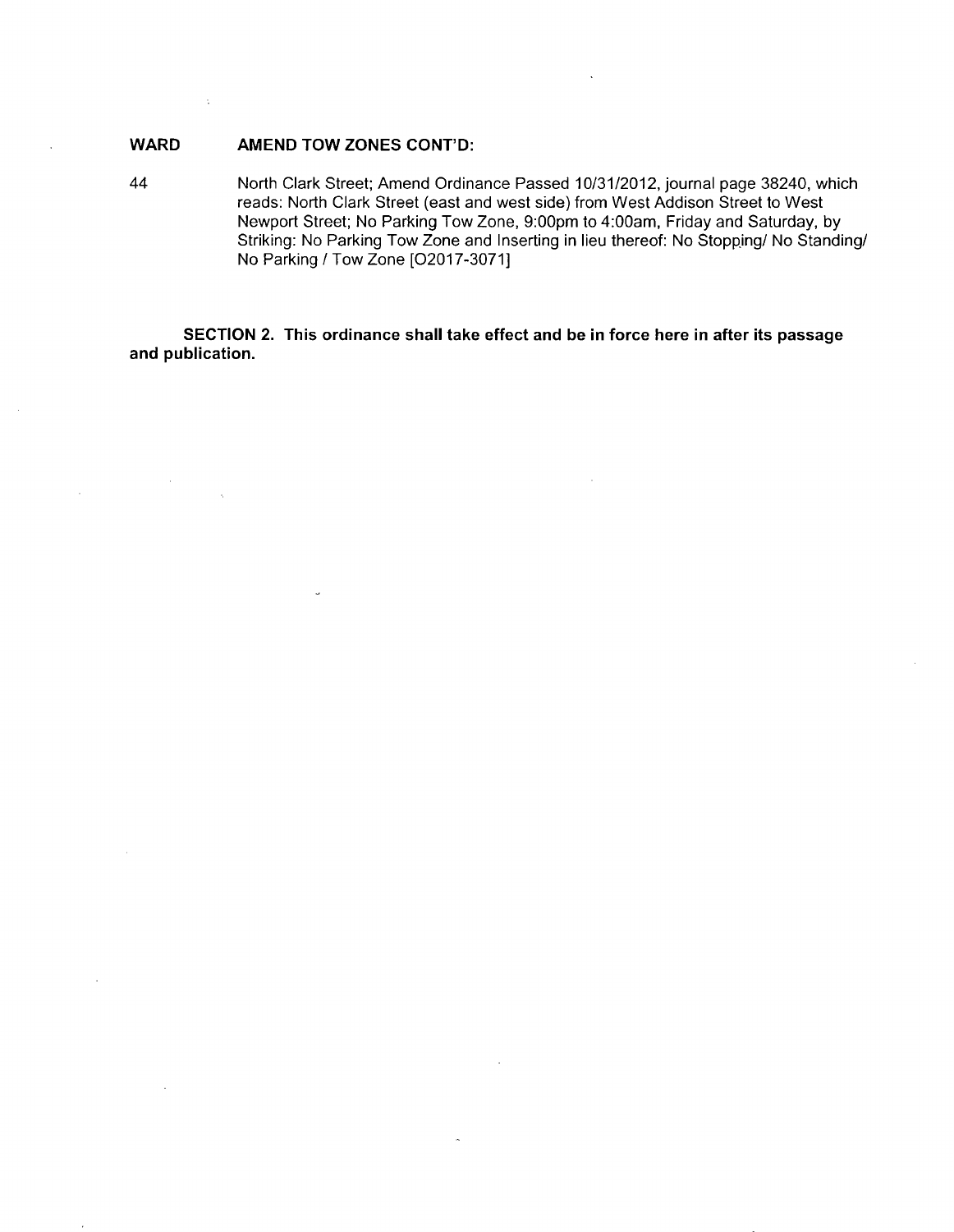| WARD | AMEND TOW ZONES CONT'D: |
| --- | --- |
| 44 | North Clark Street; Amend Ordinance Passed 10/31/2012, journal page 38240, which reads: North Clark Street (east and west side) from West Addison Street to West Newport Street; No Parking Tow Zone, 9:00pm to 4:00am, Friday and Saturday, by Striking: No Parking Tow Zone and Inserting in lieu thereof: No Stopping/ No Standing/ No Parking / Tow Zone [O2017-3071] |

**SECTION 2. This ordinance shall take effect and be in force here in after its passage and publication.**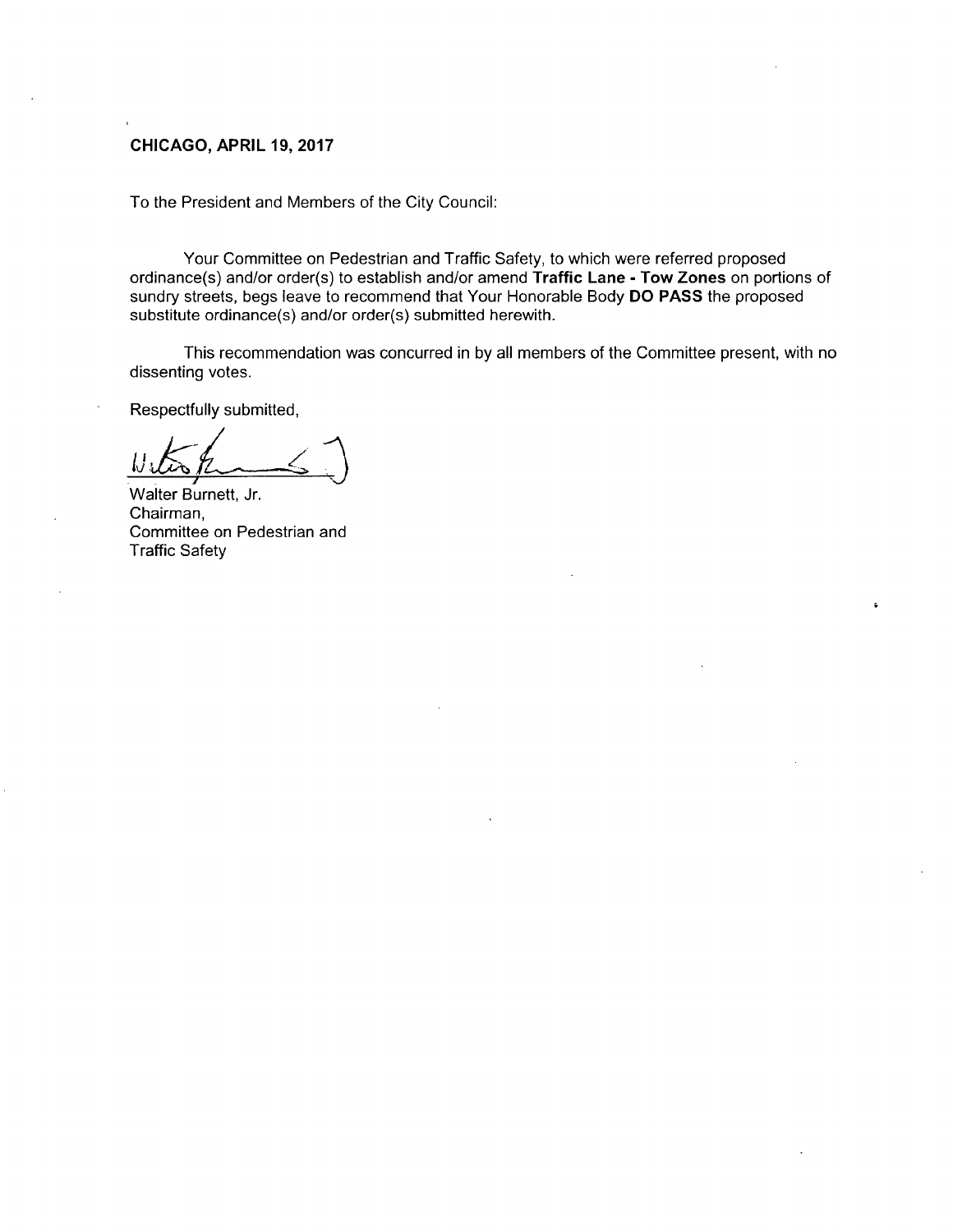**CHICAGO, APRIL 19, 2017**

To the President and Members of the City Council:

Your Committee on Pedestrian and Traffic Safety, to which were referred proposed ordinance(s) and/or order(s) to establish and/or amend **Traffic Lane - Tow Zones** on portions of sundry streets, begs leave to recommend that Your Honorable Body **DO PASS** the proposed substitute ordinance(s) and/or order(s) submitted herewith.

This recommendation was concurred in by all members of the Committee present, with no dissenting votes.

Respectfully submitted,

Walter Burnett, Jr.
Chairman,
Committee on Pedestrian and Traffic Safety